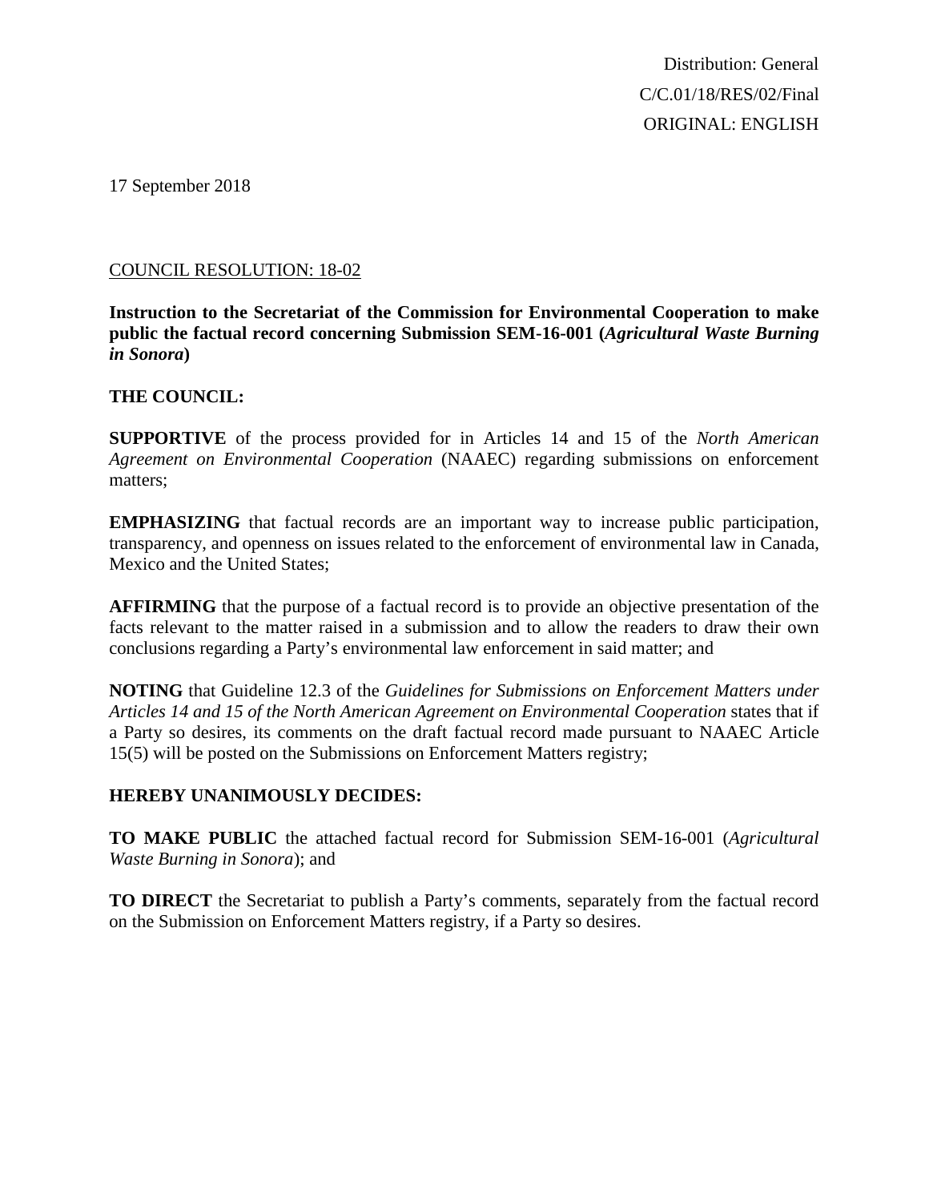Distribution: General
C/C.01/18/RES/02/Final
ORIGINAL: ENGLISH

17 September 2018

COUNCIL RESOLUTION: 18-02

**Instruction to the Secretariat of the Commission for Environmental Cooperation to make public the factual record concerning Submission SEM-16-001 (*Agricultural Waste Burning in Sonora*)**

**THE COUNCIL:**

**SUPPORTIVE** of the process provided for in Articles 14 and 15 of the *North American Agreement on Environmental Cooperation* (NAAEC) regarding submissions on enforcement matters;

**EMPHASIZING** that factual records are an important way to increase public participation, transparency, and openness on issues related to the enforcement of environmental law in Canada, Mexico and the United States;

**AFFIRMING** that the purpose of a factual record is to provide an objective presentation of the facts relevant to the matter raised in a submission and to allow the readers to draw their own conclusions regarding a Party's environmental law enforcement in said matter; and

**NOTING** that Guideline 12.3 of the *Guidelines for Submissions on Enforcement Matters under Articles 14 and 15 of the North American Agreement on Environmental Cooperation* states that if a Party so desires, its comments on the draft factual record made pursuant to NAAEC Article 15(5) will be posted on the Submissions on Enforcement Matters registry;

**HEREBY UNANIMOUSLY DECIDES:**

**TO MAKE PUBLIC** the attached factual record for Submission SEM-16-001 (*Agricultural Waste Burning in Sonora*); and

**TO DIRECT** the Secretariat to publish a Party's comments, separately from the factual record on the Submission on Enforcement Matters registry, if a Party so desires.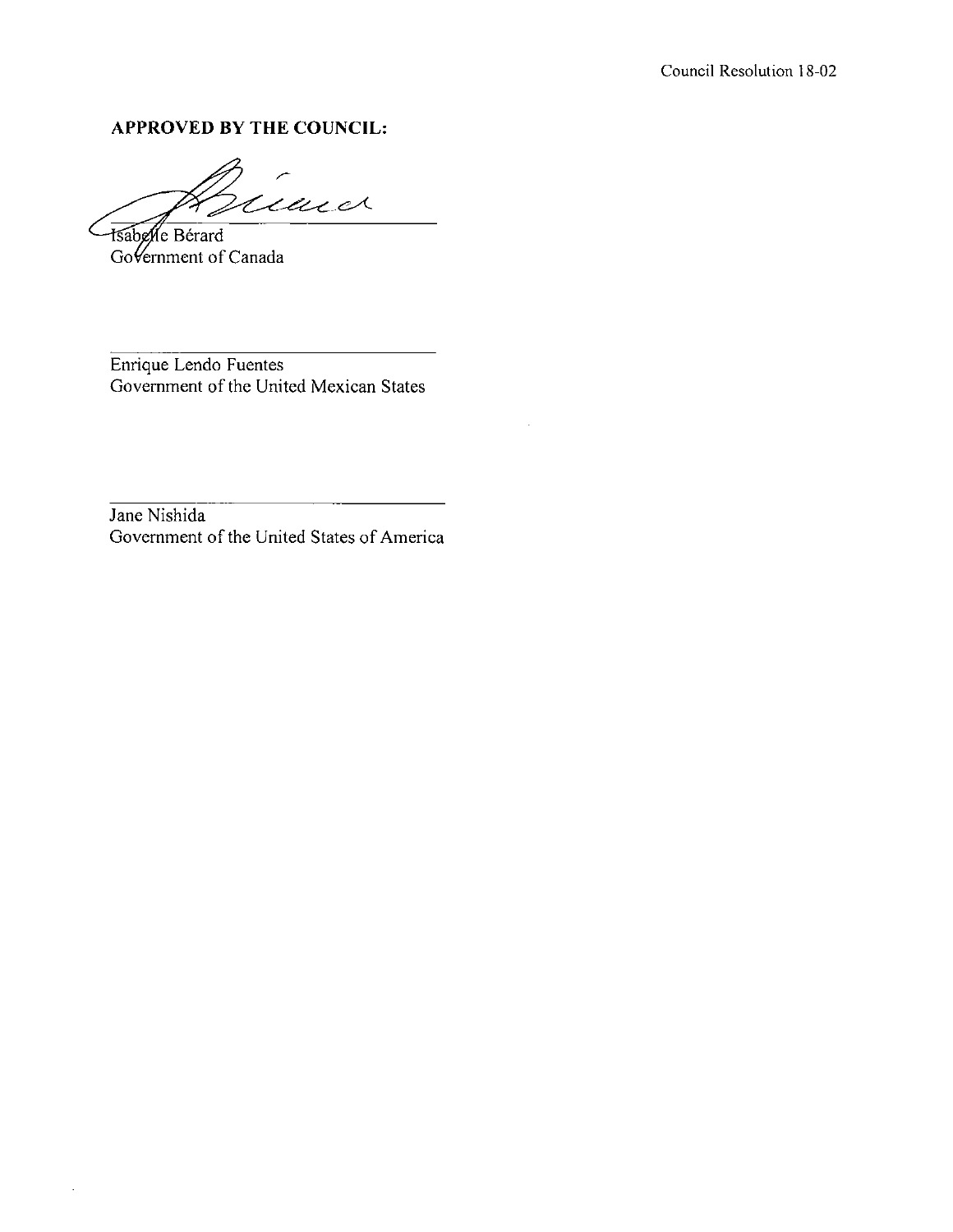Council Resolution 18-02

**APPROVED BY THE COUNCIL:**

\_\_\_\_\_\_\_\_\_\_\_\_\_\_\_\_\_\_\_\_\_\_\_\_\_\_\_\_\_\_

Isabelle Bérard  
Government of Canada

\_\_\_\_\_\_\_\_\_\_\_\_\_\_\_\_\_\_\_\_\_\_\_\_\_\_\_\_\_\_

Enrique Lendo Fuentes  
Government of the United Mexican States

\_\_\_\_\_\_\_\_\_\_\_\_\_\_\_\_\_\_\_\_\_\_\_\_\_\_\_\_\_\_

Jane Nishida  
Government of the United States of America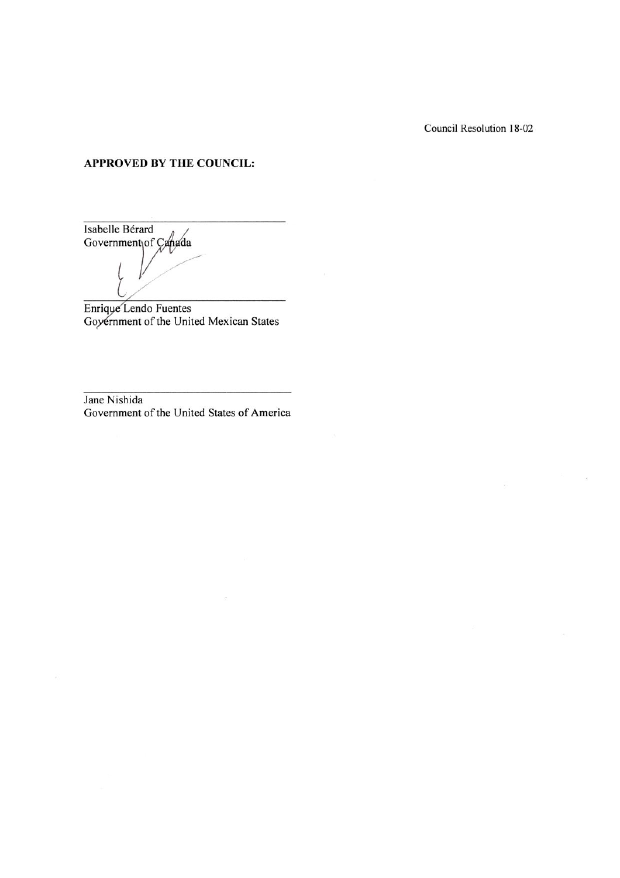Council Resolution 18-02

**APPROVED BY THE COUNCIL:**

\_\_\_\_\_\_\_\_\_\_\_\_\_\_\_\_\_\_\_\_\_\_\_\_\_\_\_\_\_\_

Isabelle Bérard
Government of Canada

\_\_\_\_\_\_\_\_\_\_\_\_\_\_\_\_\_\_\_\_\_\_\_\_\_\_\_\_\_\_

Enrique Lendo Fuentes
Government of the United Mexican States

\_\_\_\_\_\_\_\_\_\_\_\_\_\_\_\_\_\_\_\_\_\_\_\_\_\_\_\_\_\_

Jane Nishida
Government of the United States of America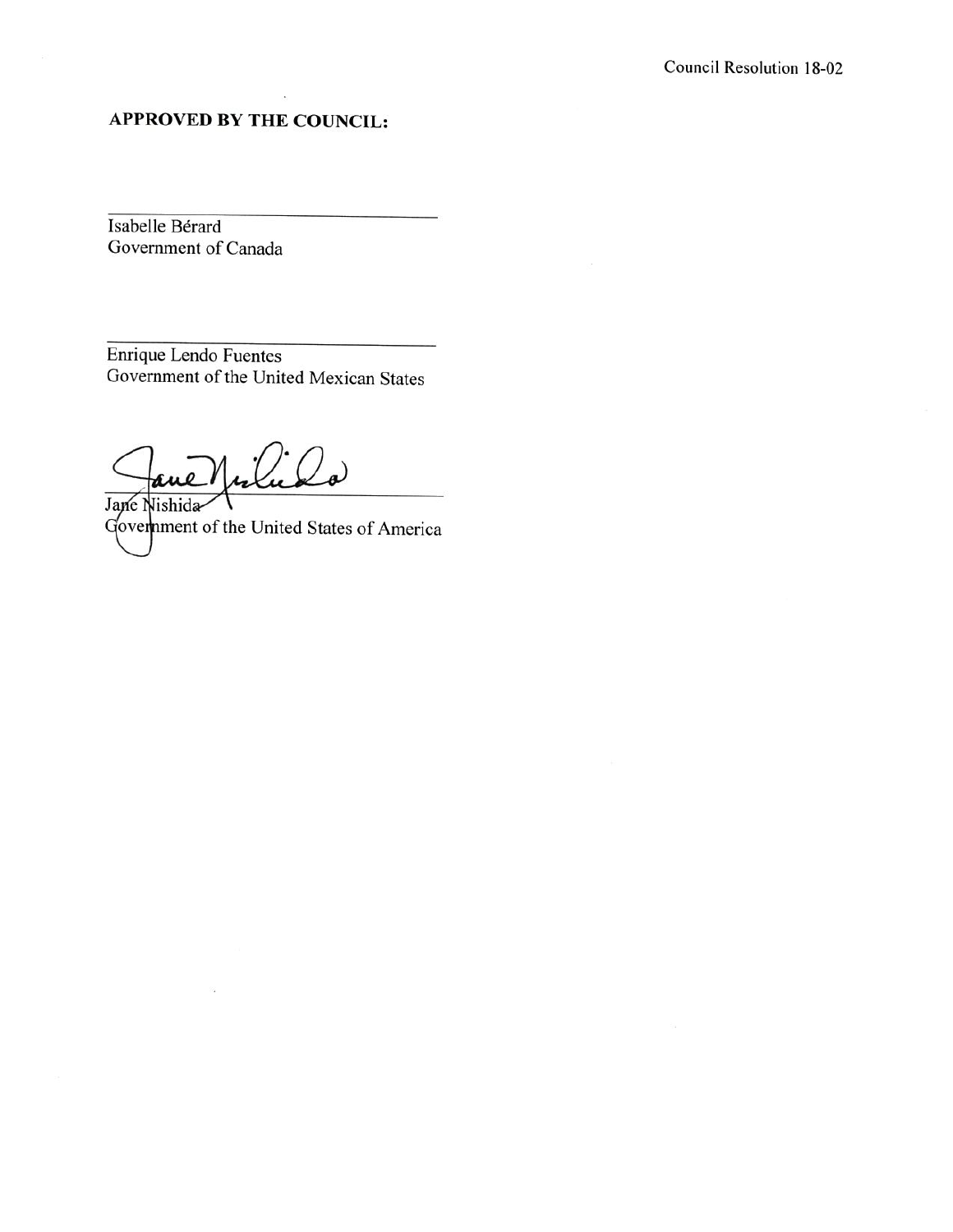**APPROVED BY THE COUNCIL:**

\_\_\_\_\_\_\_\_\_\_\_\_\_\_\_\_\_\_\_\_\_\_\_\_\_\_\_\_\_\_\_\_
Isabelle Bérard
Government of Canada

\_\_\_\_\_\_\_\_\_\_\_\_\_\_\_\_\_\_\_\_\_\_\_\_\_\_\_\_\_\_\_\_
Enrique Lendo Fuentes
Government of the United Mexican States

\_\_\_\_\_\_\_\_\_\_\_\_\_\_\_\_\_\_\_\_\_\_\_\_\_\_\_\_\_\_\_\_
Jane Nishida
Government of the United States of America